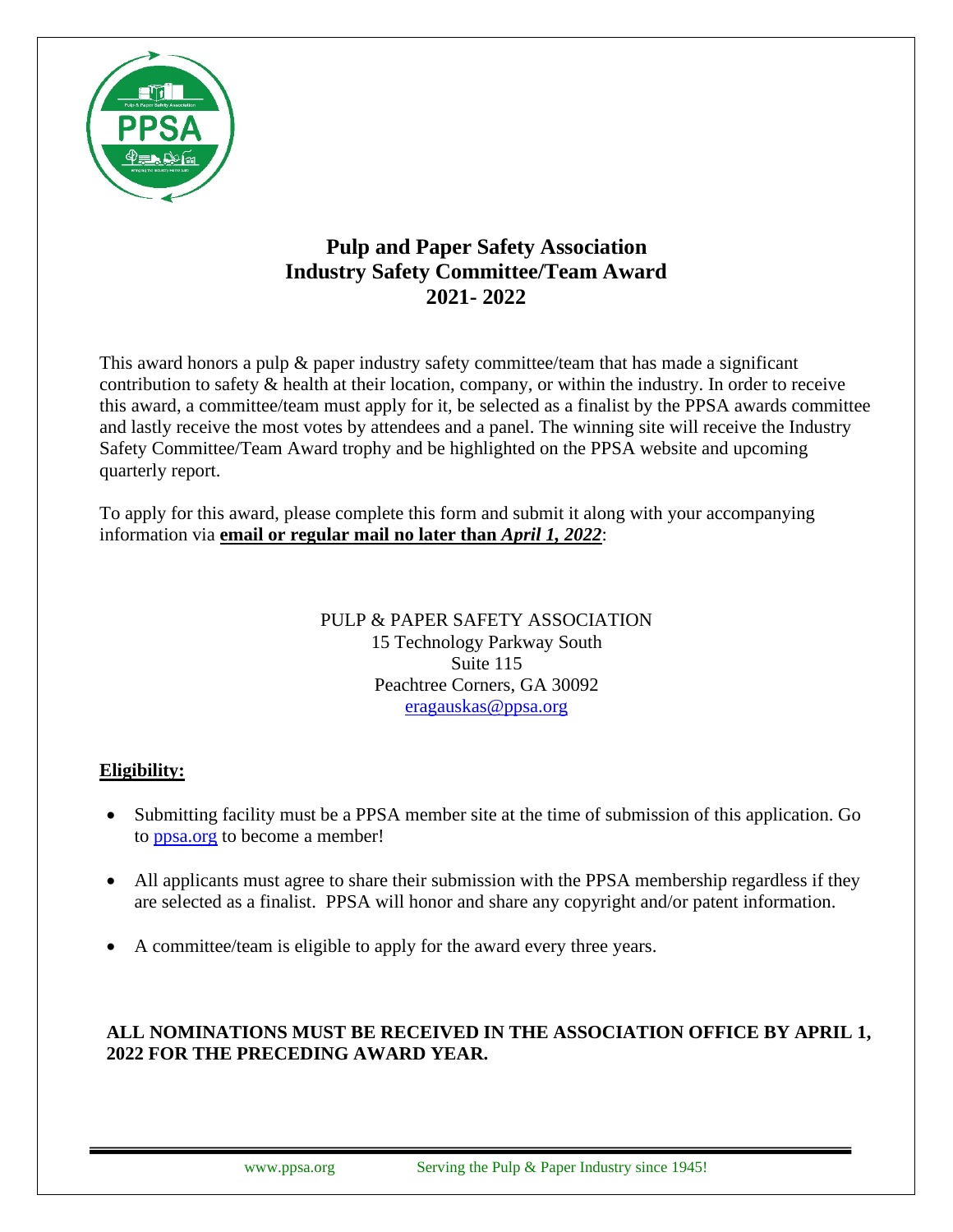# Pulp and Paper Safety Association
# Industry Safety Committee/Team Award
# 2021- 2022

This award honors a pulp & paper industry safety committee/team that has made a significant contribution to safety & health at their location, company, or within the industry. In order to receive this award, a committee/team must apply for it, be selected as a finalist by the PPSA awards committee and lastly receive the most votes by attendees and a panel. The winning site will receive the Industry Safety Committee/Team Award trophy and be highlighted on the PPSA website and upcoming quarterly report.

To apply for this award, please complete this form and submit it along with your accompanying information via **email or regular mail no later than *April 1, 2022***:

PULP & PAPER SAFETY ASSOCIATION
15 Technology Parkway South
Suite 115
Peachtree Corners, GA 30092
eragauskas@ppsa.org

## Eligibility:

- Submitting facility must be a PPSA member site at the time of submission of this application. Go to ppsa.org to become a member!
- All applicants must agree to share their submission with the PPSA membership regardless if they are selected as a finalist. PPSA will honor and share any copyright and/or patent information.
- A committee/team is eligible to apply for the award every three years.

**ALL NOMINATIONS MUST BE RECEIVED IN THE ASSOCIATION OFFICE BY APRIL 1, 2022 FOR THE PRECEDING AWARD YEAR.**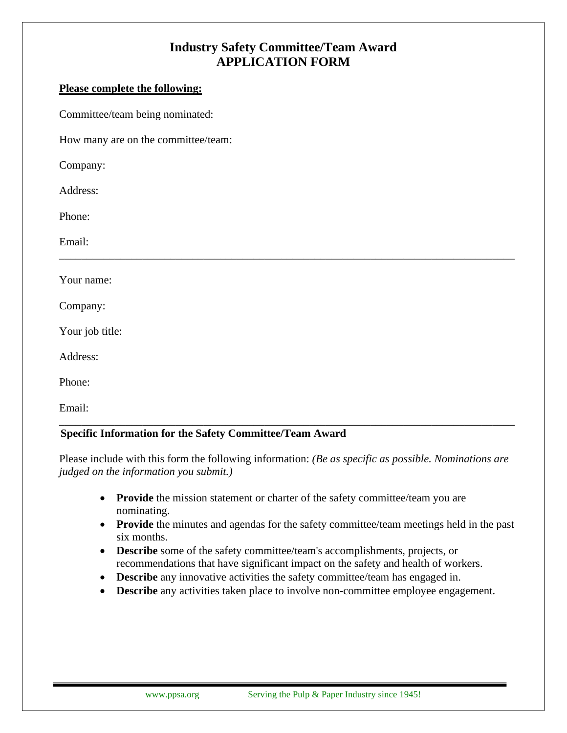# Industry Safety Committee/Team Award
# APPLICATION FORM

**Please complete the following:**

Committee/team being nominated:

How many are on the committee/team:

Company:

Address:

Phone:

Email:

---

Your name:

Company:

Your job title:

Address:

Phone:

Email:

---

### Specific Information for the Safety Committee/Team Award

Please include with this form the following information: *(Be as specific as possible. Nominations are judged on the information you submit.)*

- **Provide** the mission statement or charter of the safety committee/team you are nominating.
- **Provide** the minutes and agendas for the safety committee/team meetings held in the past six months.
- **Describe** some of the safety committee/team's accomplishments, projects, or recommendations that have significant impact on the safety and health of workers.
- **Describe** any innovative activities the safety committee/team has engaged in.
- **Describe** any activities taken place to involve non-committee employee engagement.